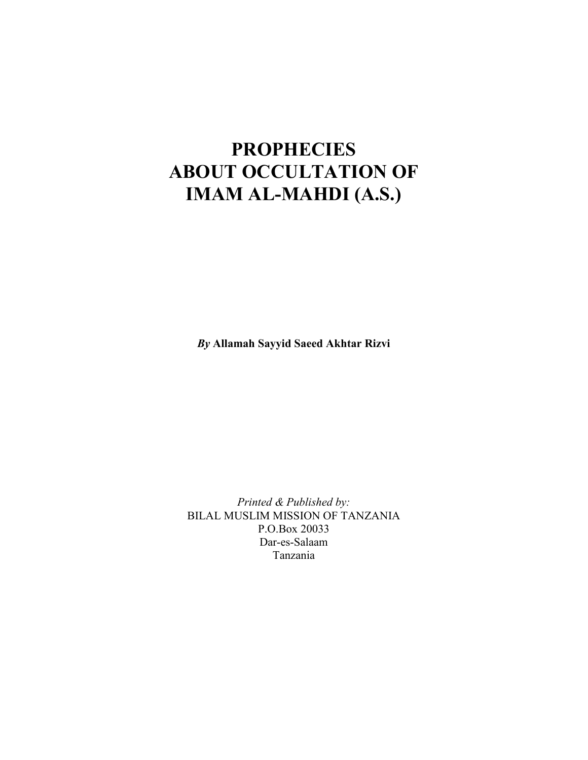# PROPHECIES ABOUT OCCULTATION OF IMAM AL-MAHDI (A.S.)

***By*** **Allamah Sayyid Saeed Akhtar Rizvi**

*Printed & Published by:*
BILAL MUSLIM MISSION OF TANZANIA
P.O.Box 20033
Dar-es-Salaam
Tanzania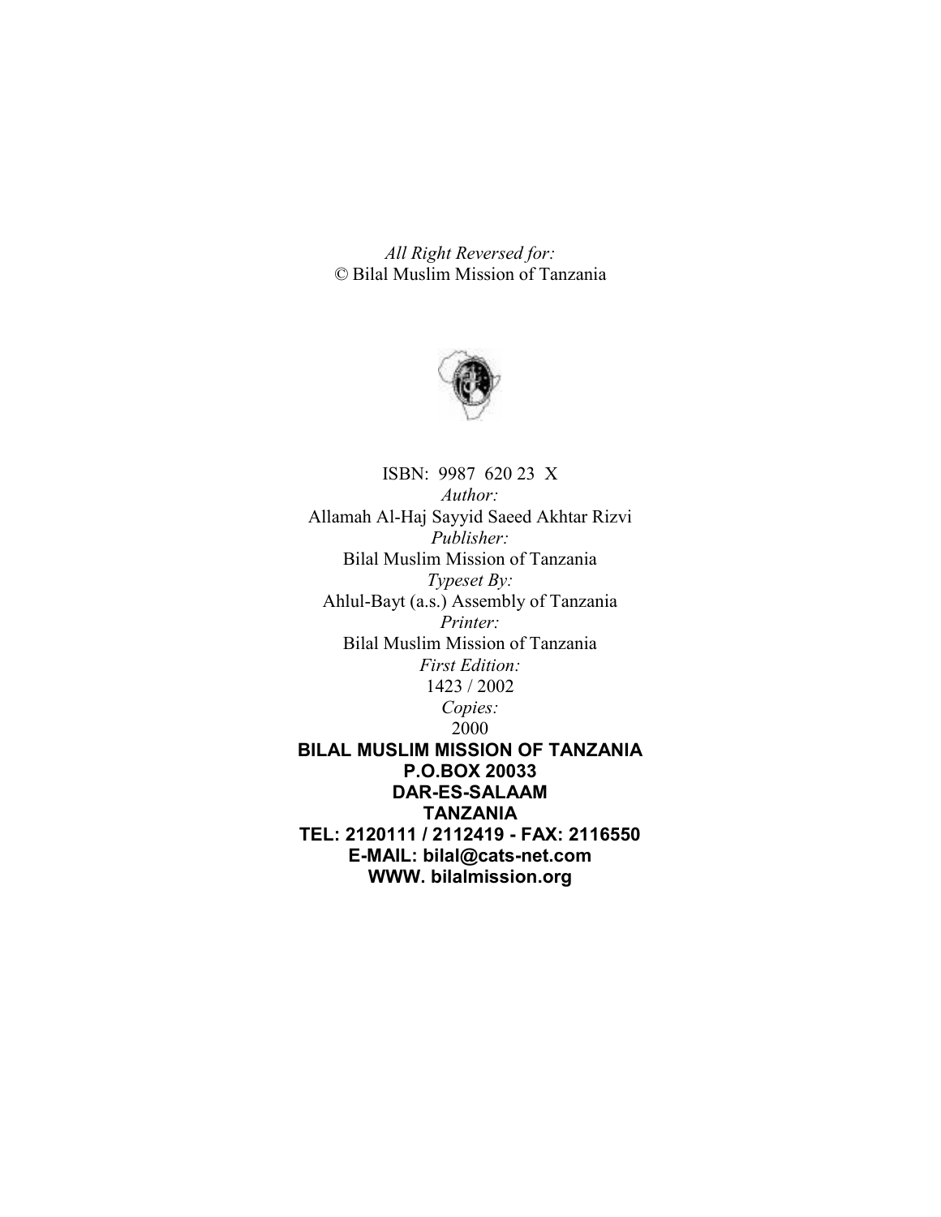*All Right Reversed for:*
© Bilal Muslim Mission of Tanzania

ISBN: 9987 620 23 X
*Author:*
Allamah Al-Haj Sayyid Saeed Akhtar Rizvi
*Publisher:*
Bilal Muslim Mission of Tanzania
*Typeset By:*
Ahlul-Bayt (a.s.) Assembly of Tanzania
*Printer:*
Bilal Muslim Mission of Tanzania
*First Edition:*
1423 / 2002
*Copies:*
2000

**BILAL MUSLIM MISSION OF TANZANIA**
**P.O.BOX 20033**
**DAR-ES-SALAAM**
**TANZANIA**
**TEL: 2120111 / 2112419 - FAX: 2116550**
**E-MAIL: bilal@cats-net.com**
**WWW. bilalmission.org**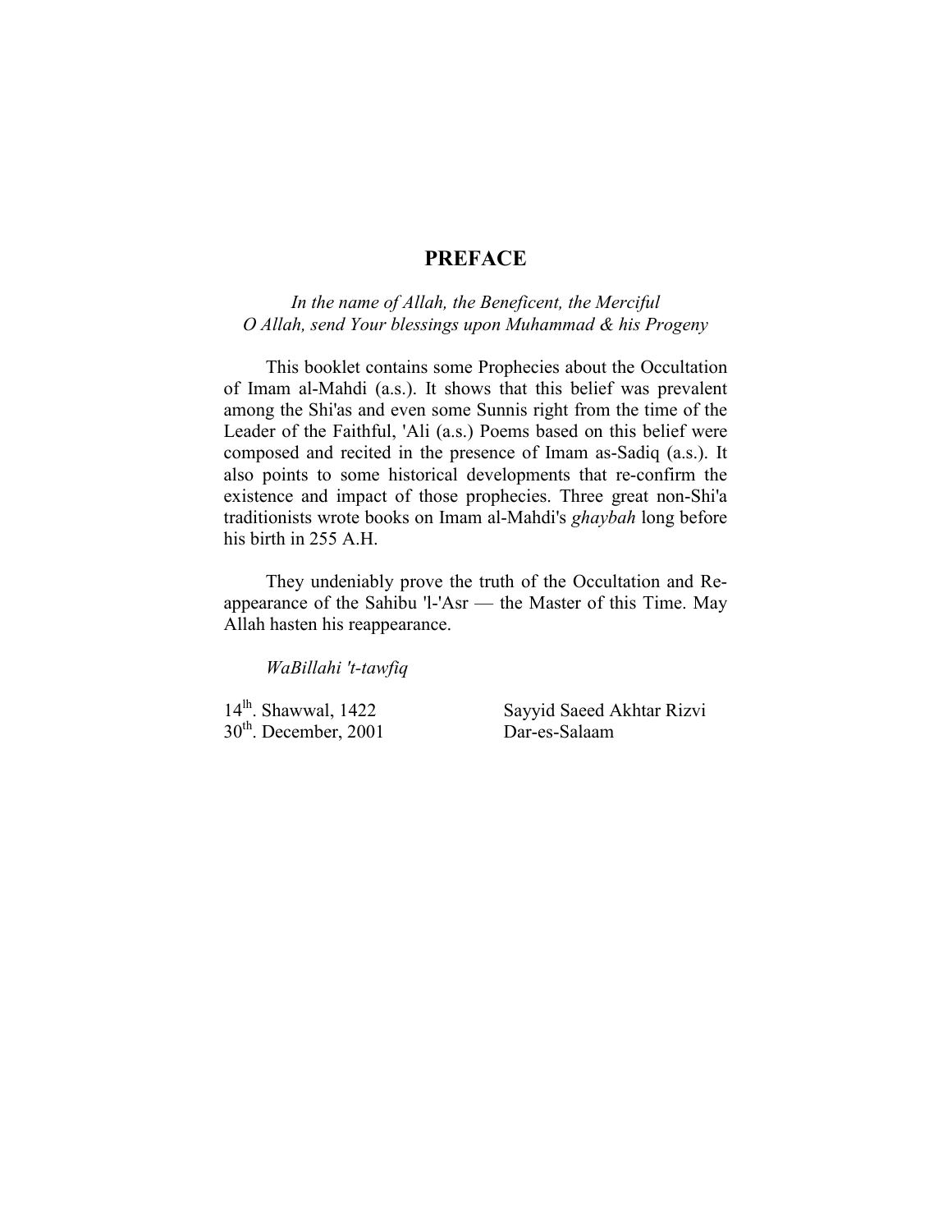# PREFACE

*In the name of Allah, the Beneficent, the Merciful*
*O Allah, send Your blessings upon Muhammad & his Progeny*

This booklet contains some Prophecies about the Occultation of Imam al-Mahdi (a.s.). It shows that this belief was prevalent among the Shi'as and even some Sunnis right from the time of the Leader of the Faithful, 'Ali (a.s.) Poems based on this belief were composed and recited in the presence of Imam as-Sadiq (a.s.). It also points to some historical developments that re-confirm the existence and impact of those prophecies. Three great non-Shi'a traditionists wrote books on Imam al-Mahdi's *ghaybah* long before his birth in 255 A.H.

They undeniably prove the truth of the Occultation and Re-appearance of the Sahibu 'l-'Asr — the Master of this Time. May Allah hasten his reappearance.

*WaBillahi 't-tawfiq*

14lh. Shawwal, 1422
30th. December, 2001

Sayyid Saeed Akhtar Rizvi
Dar-es-Salaam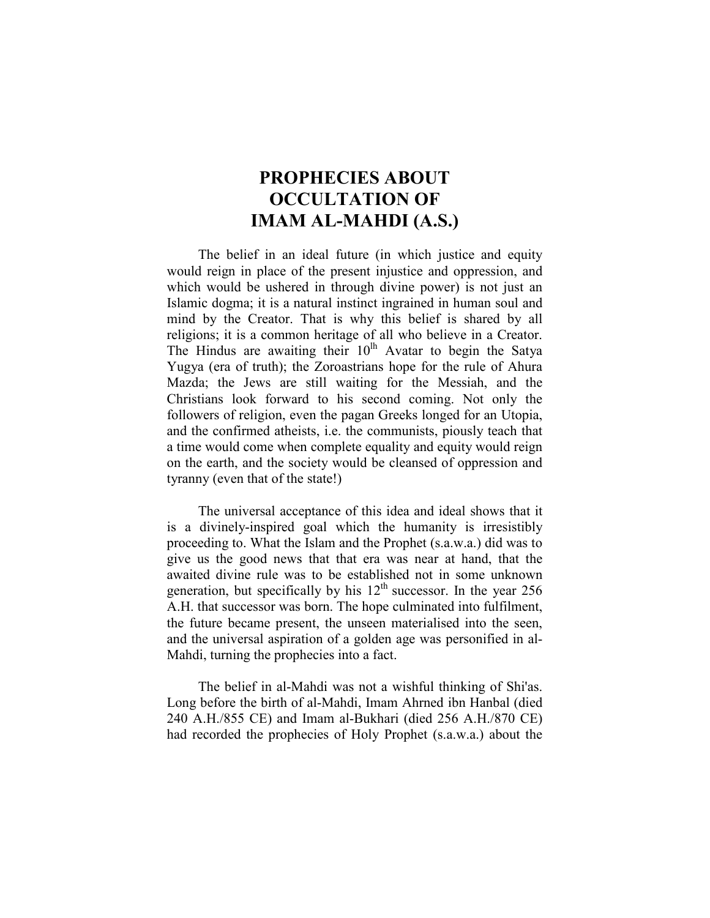# PROPHECIES ABOUT OCCULTATION OF IMAM AL-MAHDI (A.S.)

The belief in an ideal future (in which justice and equity would reign in place of the present injustice and oppression, and which would be ushered in through divine power) is not just an Islamic dogma; it is a natural instinct ingrained in human soul and mind by the Creator. That is why this belief is shared by all religions; it is a common heritage of all who believe in a Creator. The Hindus are awaiting their 10lh Avatar to begin the Satya Yugya (era of truth); the Zoroastrians hope for the rule of Ahura Mazda; the Jews are still waiting for the Messiah, and the Christians look forward to his second coming. Not only the followers of religion, even the pagan Greeks longed for an Utopia, and the confirmed atheists, i.e. the communists, piously teach that a time would come when complete equality and equity would reign on the earth, and the society would be cleansed of oppression and tyranny (even that of the state!)

The universal acceptance of this idea and ideal shows that it is a divinely-inspired goal which the humanity is irresistibly proceeding to. What the Islam and the Prophet (s.a.w.a.) did was to give us the good news that that era was near at hand, that the awaited divine rule was to be established not in some unknown generation, but specifically by his 12th successor. In the year 256 A.H. that successor was born. The hope culminated into fulfilment, the future became present, the unseen materialised into the seen, and the universal aspiration of a golden age was personified in al-Mahdi, turning the prophecies into a fact.

The belief in al-Mahdi was not a wishful thinking of Shi'as. Long before the birth of al-Mahdi, Imam Ahrned ibn Hanbal (died 240 A.H./855 CE) and Imam al-Bukhari (died 256 A.H./870 CE) had recorded the prophecies of Holy Prophet (s.a.w.a.) about the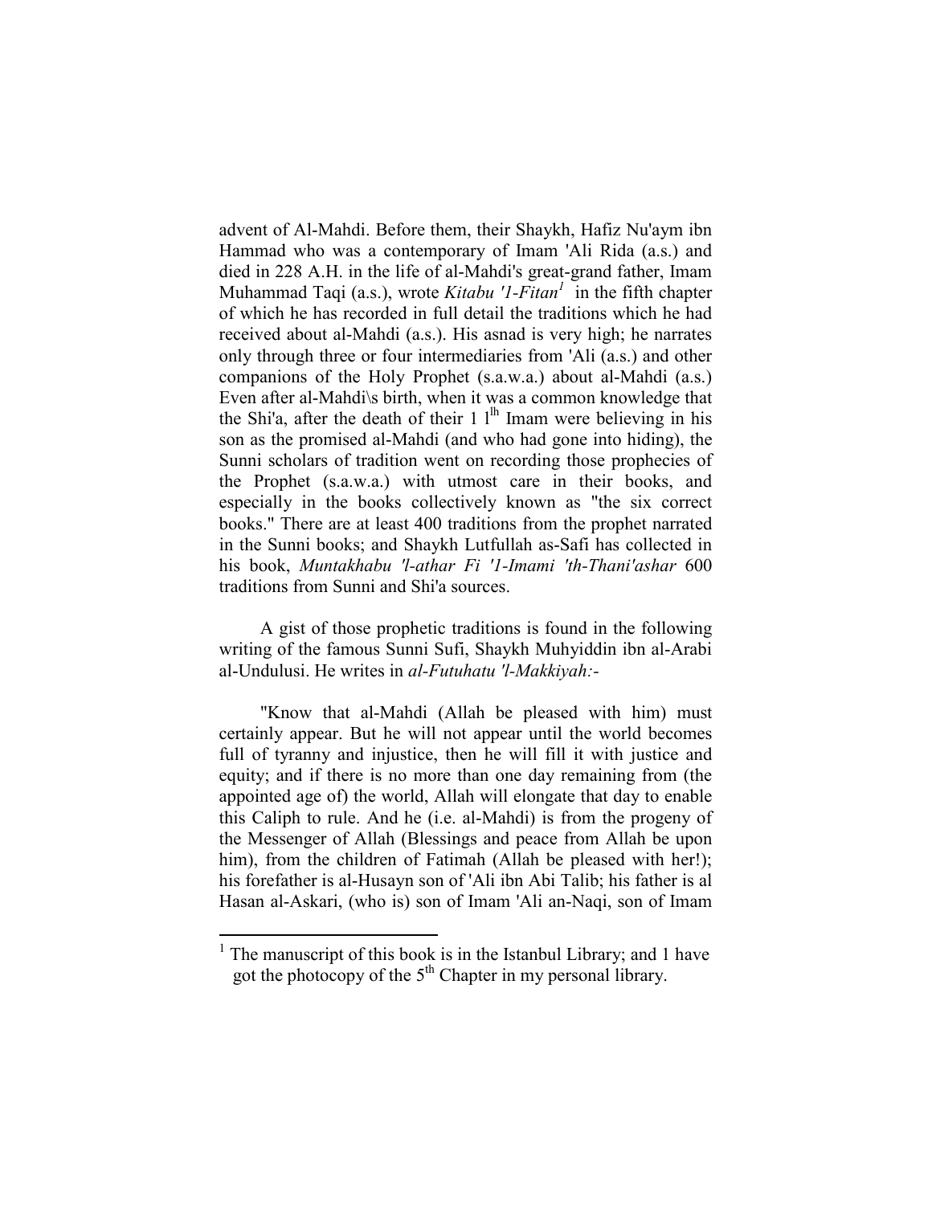advent of Al-Mahdi. Before them, their Shaykh, Hafiz Nu'aym ibn Hammad who was a contemporary of Imam 'Ali Rida (a.s.) and died in 228 A.H. in the life of al-Mahdi's great-grand father, Imam Muhammad Taqi (a.s.), wrote *Kitabu 'l-Fitan*[1] in the fifth chapter of which he has recorded in full detail the traditions which he had received about al-Mahdi (a.s.). His asnad is very high; he narrates only through three or four intermediaries from 'Ali (a.s.) and other companions of the Holy Prophet (s.a.w.a.) about al-Mahdi (a.s.) Even after al-Mahdi\s birth, when it was a common knowledge that the Shi'a, after the death of their 11th Imam were believing in his son as the promised al-Mahdi (and who had gone into hiding), the Sunni scholars of tradition went on recording those prophecies of the Prophet (s.a.w.a.) with utmost care in their books, and especially in the books collectively known as "the six correct books." There are at least 400 traditions from the prophet narrated in the Sunni books; and Shaykh Lutfullah as-Safi has collected in his book, *Muntakhabu 'l-athar Fi 'l-Imami 'th-Thani'ashar* 600 traditions from Sunni and Shi'a sources.

A gist of those prophetic traditions is found in the following writing of the famous Sunni Sufi, Shaykh Muhyiddin ibn al-Arabi al-Undulusi. He writes in *al-Futuhatu 'l-Makkiyah:-*

"Know that al-Mahdi (Allah be pleased with him) must certainly appear. But he will not appear until the world becomes full of tyranny and injustice, then he will fill it with justice and equity; and if there is no more than one day remaining from (the appointed age of) the world, Allah will elongate that day to enable this Caliph to rule. And he (i.e. al-Mahdi) is from the progeny of the Messenger of Allah (Blessings and peace from Allah be upon him), from the children of Fatimah (Allah be pleased with her!); his forefather is al-Husayn son of 'Ali ibn Abi Talib; his father is al Hasan al-Askari, (who is) son of Imam 'Ali an-Naqi, son of Imam

---

[1] The manuscript of this book is in the Istanbul Library; and I have got the photocopy of the 5th Chapter in my personal library.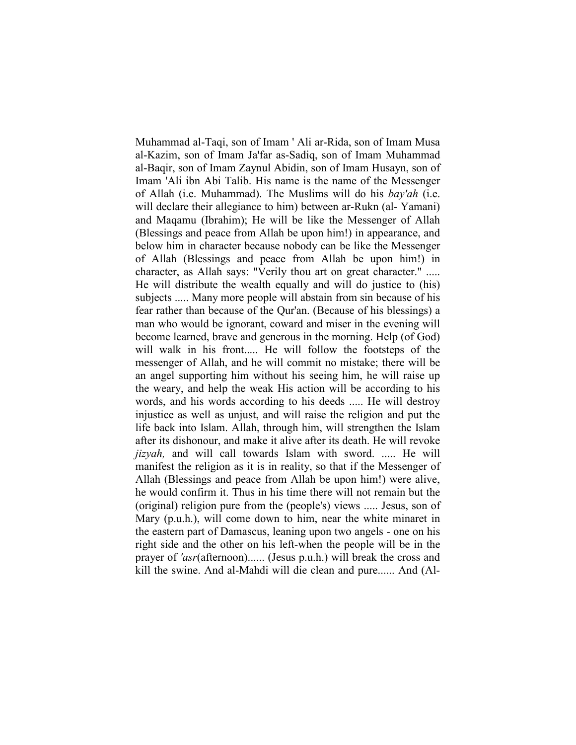Muhammad al-Taqi, son of Imam ' Ali ar-Rida, son of Imam Musa al-Kazim, son of Imam Ja'far as-Sadiq, son of Imam Muhammad al-Baqir, son of Imam Zaynul Abidin, son of Imam Husayn, son of Imam 'Ali ibn Abi Talib. His name is the name of the Messenger of Allah (i.e. Muhammad). The Muslims will do his *bay'ah* (i.e. will declare their allegiance to him) between ar-Rukn (al- Yamani) and Maqamu (Ibrahim); He will be like the Messenger of Allah (Blessings and peace from Allah be upon him!) in appearance, and below him in character because nobody can be like the Messenger of Allah (Blessings and peace from Allah be upon him!) in character, as Allah says: "Verily thou art on great character." ..... He will distribute the wealth equally and will do justice to (his) subjects ..... Many more people will abstain from sin because of his fear rather than because of the Qur'an. (Because of his blessings) a man who would be ignorant, coward and miser in the evening will become learned, brave and generous in the morning. Help (of God) will walk in his front..... He will follow the footsteps of the messenger of Allah, and he will commit no mistake; there will be an angel supporting him without his seeing him, he will raise up the weary, and help the weak His action will be according to his words, and his words according to his deeds ..... He will destroy injustice as well as unjust, and will raise the religion and put the life back into Islam. Allah, through him, will strengthen the Islam after its dishonour, and make it alive after its death. He will revoke *jizyah,* and will call towards Islam with sword. ..... He will manifest the religion as it is in reality, so that if the Messenger of Allah (Blessings and peace from Allah be upon him!) were alive, he would confirm it. Thus in his time there will not remain but the (original) religion pure from the (people's) views ..... Jesus, son of Mary (p.u.h.), will come down to him, near the white minaret in the eastern part of Damascus, leaning upon two angels - one on his right side and the other on his left-when the people will be in the prayer of *'asr*(afternoon)...... (Jesus p.u.h.) will break the cross and kill the swine. And al-Mahdi will die clean and pure...... And (Al-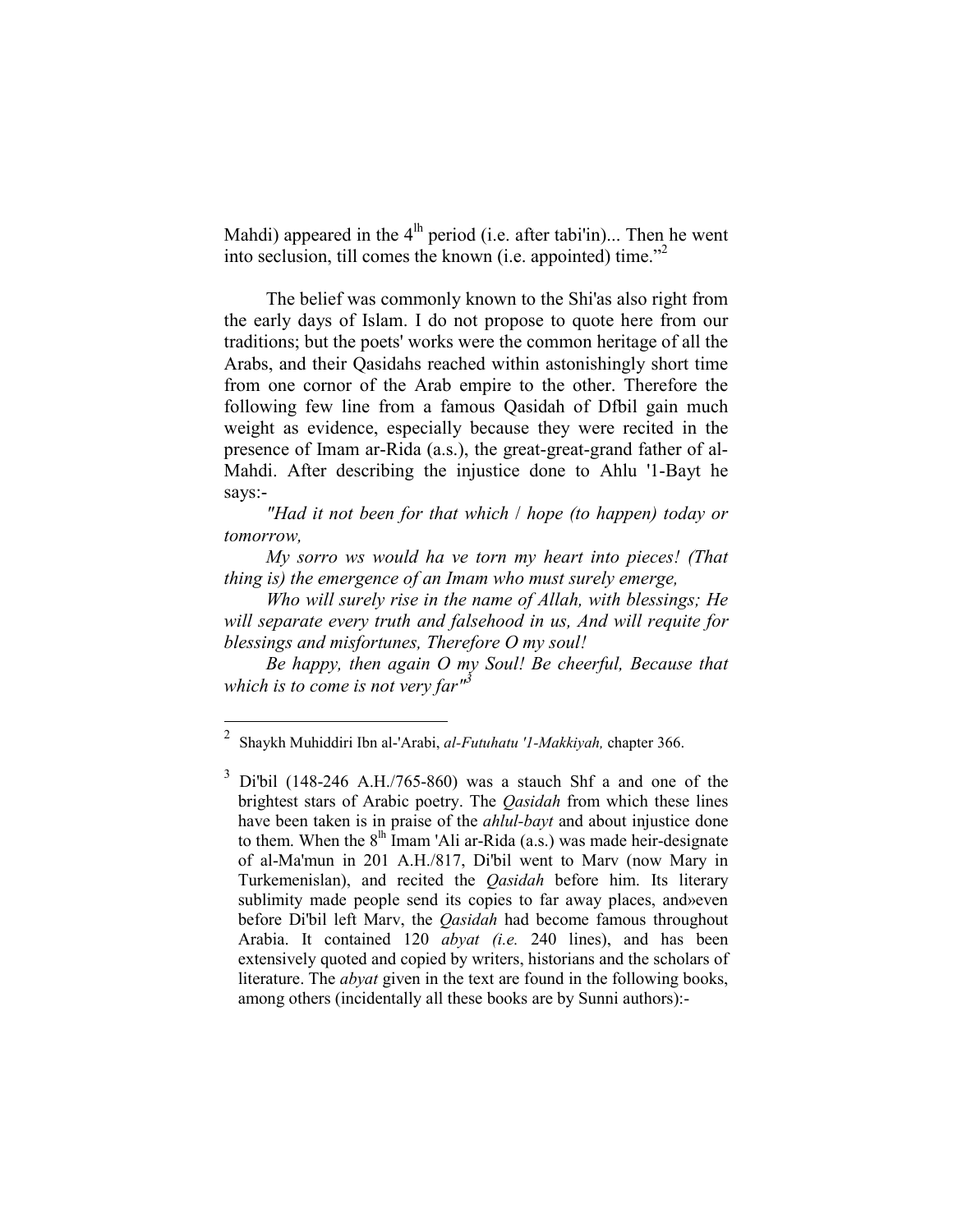Mahdi) appeared in the $4^{th}$ period (i.e. after tabi'in)... Then he went into seclusion, till comes the known (i.e. appointed) time."[2]

The belief was commonly known to the Shi'as also right from the early days of Islam. I do not propose to quote here from our traditions; but the poets' works were the common heritage of all the Arabs, and their Qasidahs reached within astonishingly short time from one cornor of the Arab empire to the other. Therefore the following few line from a famous Qasidah of Dfbil gain much weight as evidence, especially because they were recited in the presence of Imam ar-Rida (a.s.), the great-great-grand father of al-Mahdi. After describing the injustice done to Ahlu '1-Bayt he says:-

*"Had it not been for that which / hope (to happen) today or tomorrow,*

*My sorro ws would ha ve torn my heart into pieces! (That thing is) the emergence of an Imam who must surely emerge,*

*Who will surely rise in the name of Allah, with blessings; He will separate every truth and falsehood in us, And will requite for blessings and misfortunes, Therefore O my soul!*

*Be happy, then again O my Soul! Be cheerful, Because that which is to come is not very far"*[3]

---

[2] Shaykh Muhiddiri Ibn al-'Arabi, *al-Futuhatu '1-Makkiyah,* chapter 366.

[3] Di'bil (148-246 A.H./765-860) was a stauch Shf a and one of the brightest stars of Arabic poetry. The *Qasidah* from which these lines have been taken is in praise of the *ahlul-bayt* and about injustice done to them. When the $8^{th}$ Imam 'Ali ar-Rida (a.s.) was made heir-designate of al-Ma'mun in 201 A.H./817, Di'bil went to Marv (now Mary in Turkemenislan), and recited the *Qasidah* before him. Its literary sublimity made people send its copies to far away places, and»even before Di'bil left Marv, the *Qasidah* had become famous throughout Arabia. It contained 120 *abyat (i.e.* 240 lines), and has been extensively quoted and copied by writers, historians and the scholars of literature. The *abyat* given in the text are found in the following books, among others (incidentally all these books are by Sunni authors):-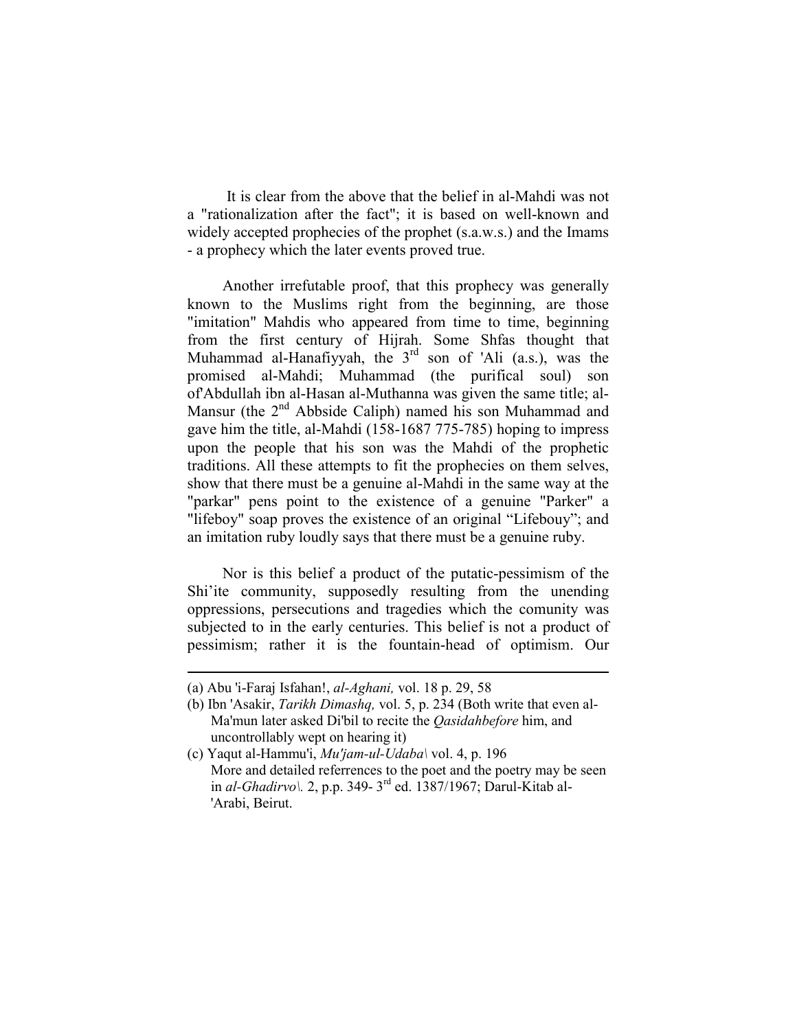It is clear from the above that the belief in al-Mahdi was not a "rationalization after the fact"; it is based on well-known and widely accepted prophecies of the prophet (s.a.w.s.) and the Imams - a prophecy which the later events proved true.

Another irrefutable proof, that this prophecy was generally known to the Muslims right from the beginning, are those "imitation" Mahdis who appeared from time to time, beginning from the first century of Hijrah. Some Shfas thought that Muhammad al-Hanafiyyah, the 3rd son of 'Ali (a.s.), was the promised al-Mahdi; Muhammad (the purifical soul) son of'Abdullah ibn al-Hasan al-Muthanna was given the same title; al-Mansur (the 2nd Abbside Caliph) named his son Muhammad and gave him the title, al-Mahdi (158-1687 775-785) hoping to impress upon the people that his son was the Mahdi of the prophetic traditions. All these attempts to fit the prophecies on them selves, show that there must be a genuine al-Mahdi in the same way at the "parkar" pens point to the existence of a genuine "Parker" a "lifeboy" soap proves the existence of an original “Lifebouy”; and an imitation ruby loudly says that there must be a genuine ruby.

Nor is this belief a product of the putatic-pessimism of the Shi’ite community, supposedly resulting from the unending oppressions, persecutions and tragedies which the comunity was subjected to in the early centuries. This belief is not a product of pessimism; rather it is the fountain-head of optimism. Our

---

(a) Abu 'i-Faraj Isfahan!, *al-Aghani,* vol. 18 p. 29, 58

(b) Ibn 'Asakir, *Tarikh Dimashq,* vol. 5, p. 234 (Both write that even al-Ma'mun later asked Di'bil to recite the *Qasidahbefore* him, and uncontrollably wept on hearing it)

(c) Yaqut al-Hammu'i, *Mu'jam-ul-Udaba\* vol. 4, p. 196
More and detailed referrences to the poet and the poetry may be seen in *al-Ghadirvo\.* 2, p.p. 349- 3rd ed. 1387/1967; Darul-Kitab al-'Arabi, Beirut.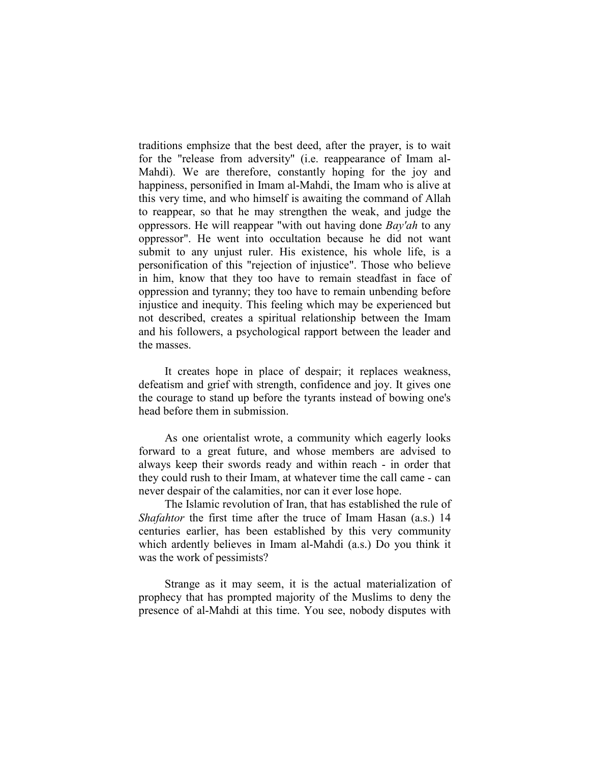traditions emphsize that the best deed, after the prayer, is to wait for the "release from adversity" (i.e. reappearance of Imam al-Mahdi). We are therefore, constantly hoping for the joy and happiness, personified in Imam al-Mahdi, the Imam who is alive at this very time, and who himself is awaiting the command of Allah to reappear, so that he may strengthen the weak, and judge the oppressors. He will reappear "with out having done *Bay'ah* to any oppressor". He went into occultation because he did not want submit to any unjust ruler. His existence, his whole life, is a personification of this "rejection of injustice". Those who believe in him, know that they too have to remain steadfast in face of oppression and tyranny; they too have to remain unbending before injustice and inequity. This feeling which may be experienced but not described, creates a spiritual relationship between the Imam and his followers, a psychological rapport between the leader and the masses.

It creates hope in place of despair; it replaces weakness, defeatism and grief with strength, confidence and joy. It gives one the courage to stand up before the tyrants instead of bowing one's head before them in submission.

As one orientalist wrote, a community which eagerly looks forward to a great future, and whose members are advised to always keep their swords ready and within reach - in order that they could rush to their Imam, at whatever time the call came - can never despair of the calamities, nor can it ever lose hope.

The Islamic revolution of Iran, that has established the rule of *Shafahtor* the first time after the truce of Imam Hasan (a.s.) 14 centuries earlier, has been established by this very community which ardently believes in Imam al-Mahdi (a.s.) Do you think it was the work of pessimists?

Strange as it may seem, it is the actual materialization of prophecy that has prompted majority of the Muslims to deny the presence of al-Mahdi at this time. You see, nobody disputes with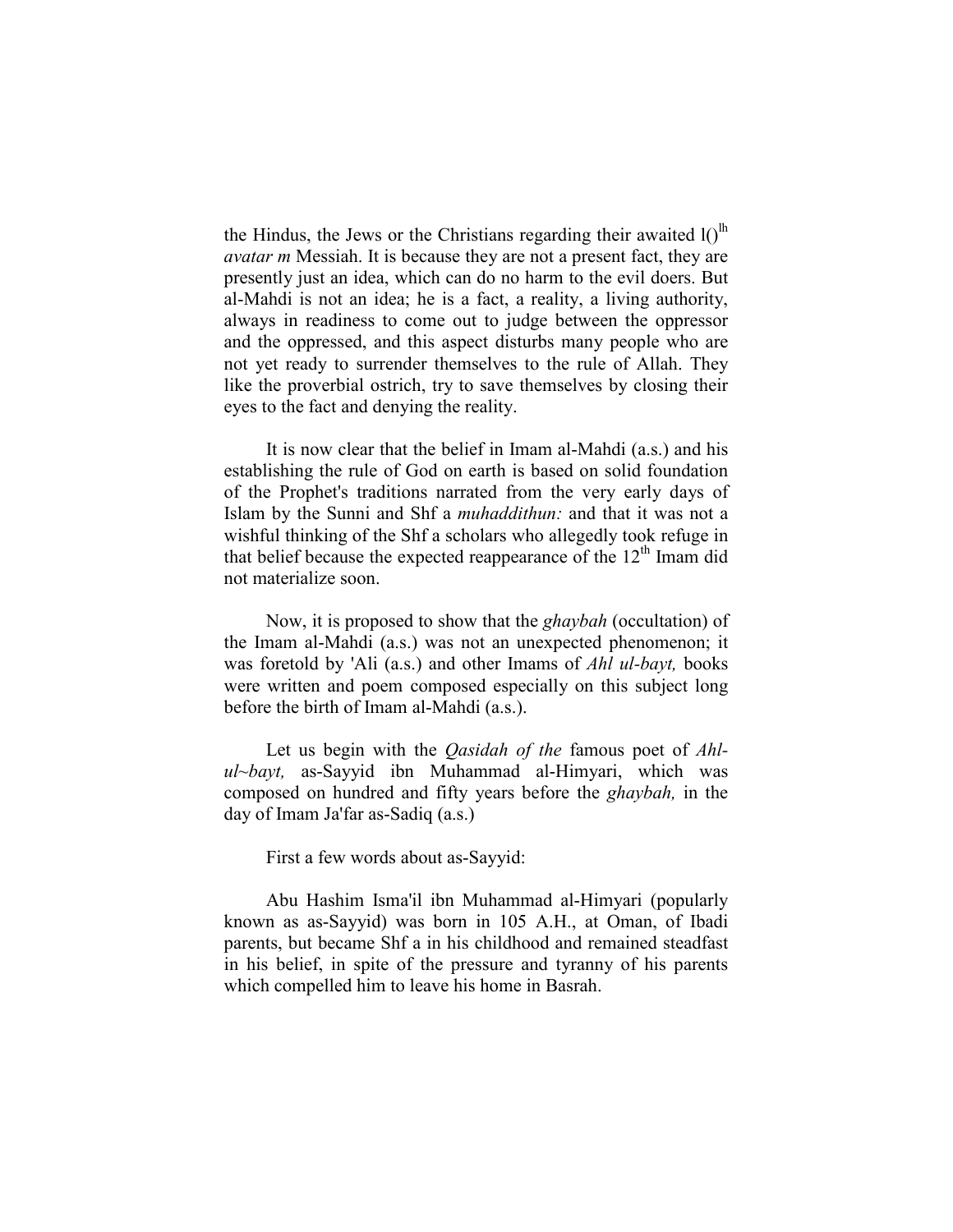the Hindus, the Jews or the Christians regarding their awaited l()[lh] *avatar m* Messiah. It is because they are not a present fact, they are presently just an idea, which can do no harm to the evil doers. But al-Mahdi is not an idea; he is a fact, a reality, a living authority, always in readiness to come out to judge between the oppressor and the oppressed, and this aspect disturbs many people who are not yet ready to surrender themselves to the rule of Allah. They like the proverbial ostrich, try to save themselves by closing their eyes to the fact and denying the reality.

It is now clear that the belief in Imam al-Mahdi (a.s.) and his establishing the rule of God on earth is based on solid foundation of the Prophet's traditions narrated from the very early days of Islam by the Sunni and Shf a *muhaddithun:* and that it was not a wishful thinking of the Shf a scholars who allegedly took refuge in that belief because the expected reappearance of the 12th Imam did not materialize soon.

Now, it is proposed to show that the *ghaybah* (occultation) of the Imam al-Mahdi (a.s.) was not an unexpected phenomenon; it was foretold by 'Ali (a.s.) and other Imams of *Ahl ul-bayt,* books were written and poem composed especially on this subject long before the birth of Imam al-Mahdi (a.s.).

Let us begin with the *Qasidah of the* famous poet of *Ahl-ul~bayt,* as-Sayyid ibn Muhammad al-Himyari, which was composed on hundred and fifty years before the *ghaybah,* in the day of Imam Ja'far as-Sadiq (a.s.)

First a few words about as-Sayyid:

Abu Hashim Isma'il ibn Muhammad al-Himyari (popularly known as as-Sayyid) was born in 105 A.H., at Oman, of Ibadi parents, but became Shf a in his childhood and remained steadfast in his belief, in spite of the pressure and tyranny of his parents which compelled him to leave his home in Basrah.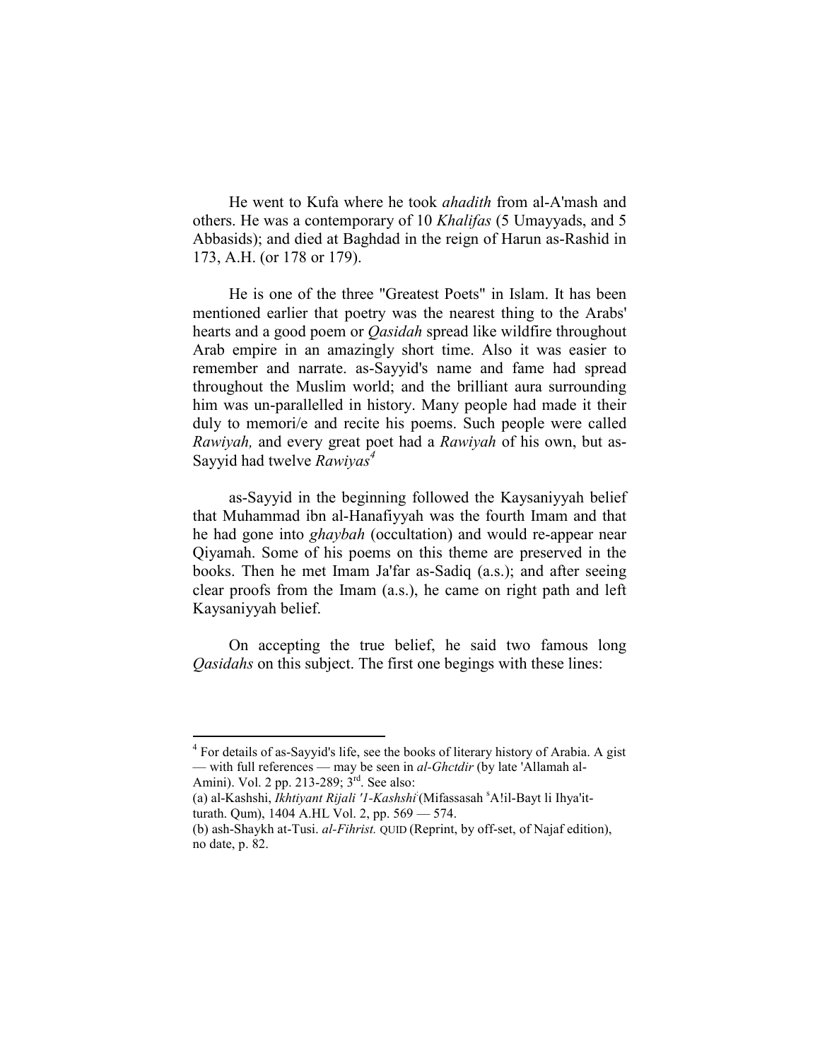He went to Kufa where he took *ahadith* from al-A'mash and others. He was a contemporary of 10 *Khalifas* (5 Umayyads, and 5 Abbasids); and died at Baghdad in the reign of Harun as-Rashid in 173, A.H. (or 178 or 179).

He is one of the three "Greatest Poets" in Islam. It has been mentioned earlier that poetry was the nearest thing to the Arabs' hearts and a good poem or *Qasidah* spread like wildfire throughout Arab empire in an amazingly short time. Also it was easier to remember and narrate. as-Sayyid's name and fame had spread throughout the Muslim world; and the brilliant aura surrounding him was un-parallelled in history. Many people had made it their duly to memori/e and recite his poems. Such people were called *Rawiyah,* and every great poet had a *Rawiyah* of his own, but as-Sayyid had twelve *Rawiyas*[4]

as-Sayyid in the beginning followed the Kaysaniyyah belief that Muhammad ibn al-Hanafiyyah was the fourth Imam and that he had gone into *ghaybah* (occultation) and would re-appear near Qiyamah. Some of his poems on this theme are preserved in the books. Then he met Imam Ja'far as-Sadiq (a.s.); and after seeing clear proofs from the Imam (a.s.), he came on right path and left Kaysaniyyah belief.

On accepting the true belief, he said two famous long *Qasidahs* on this subject. The first one begings with these lines:

---

[4] For details of as-Sayyid's life, see the books of literary history of Arabia. A gist — with full references — may be seen in *al-Ghctdir* (by late 'Allamah al-Amini). Vol. 2 pp. 213-289; 3rd. See also:
(a) al-Kashshi, *Ikhtiyant Rijali '1-Kashshi* (Mifassasah A!il-Bayt li Ihya'it-turath. Qum), 1404 A.HL Vol. 2, pp. 569 — 574.
(b) ash-Shaykh at-Tusi. *al-Fihrist.* QUID (Reprint, by off-set, of Najaf edition), no date, p. 82.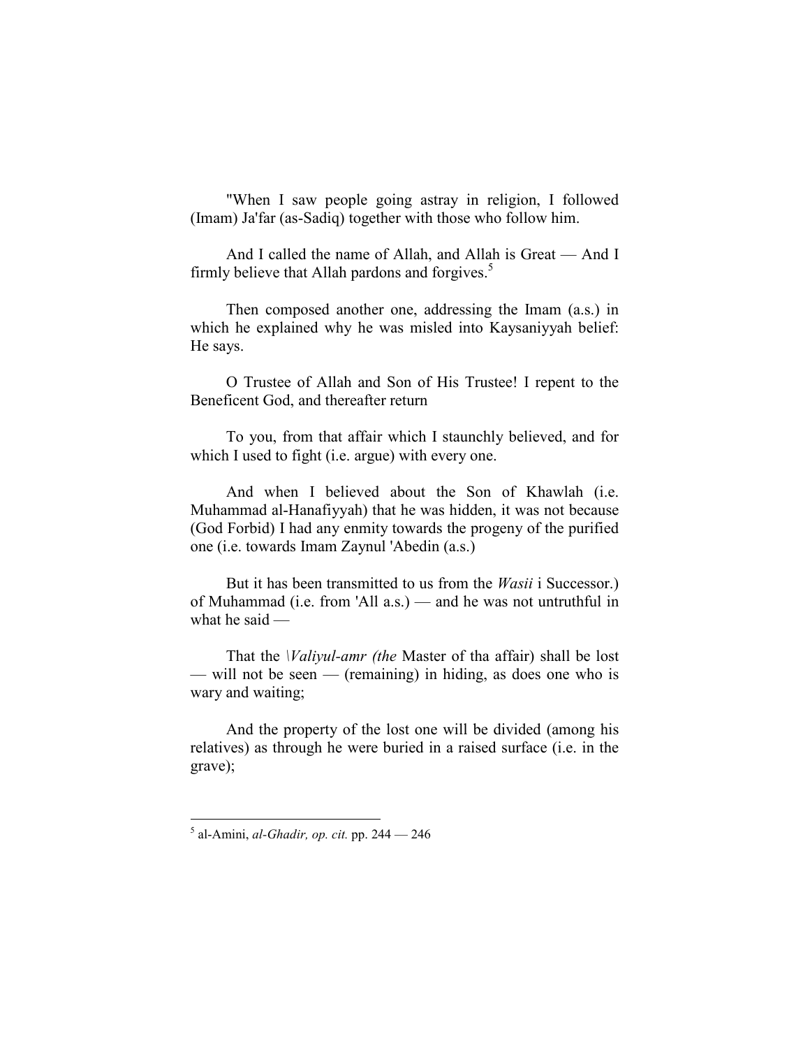"When I saw people going astray in religion, I followed (Imam) Ja'far (as-Sadiq) together with those who follow him.

And I called the name of Allah, and Allah is Great — And I firmly believe that Allah pardons and forgives.[5]

Then composed another one, addressing the Imam (a.s.) in which he explained why he was misled into Kaysaniyyah belief: He says.

O Trustee of Allah and Son of His Trustee! I repent to the Beneficent God, and thereafter return

To you, from that affair which I staunchly believed, and for which I used to fight (i.e. argue) with every one.

And when I believed about the Son of Khawlah (i.e. Muhammad al-Hanafiyyah) that he was hidden, it was not because (God Forbid) I had any enmity towards the progeny of the purified one (i.e. towards Imam Zaynul 'Abedin (a.s.)

But it has been transmitted to us from the *Wasii* i Successor.) of Muhammad (i.e. from 'All a.s.) — and he was not untruthful in what he said —

That the *\Valiyul-amr (the* Master of tha affair) shall be lost — will not be seen — (remaining) in hiding, as does one who is wary and waiting;

And the property of the lost one will be divided (among his relatives) as through he were buried in a raised surface (i.e. in the grave);

---

[5] al-Amini, *al-Ghadir, op. cit.* pp. 244 — 246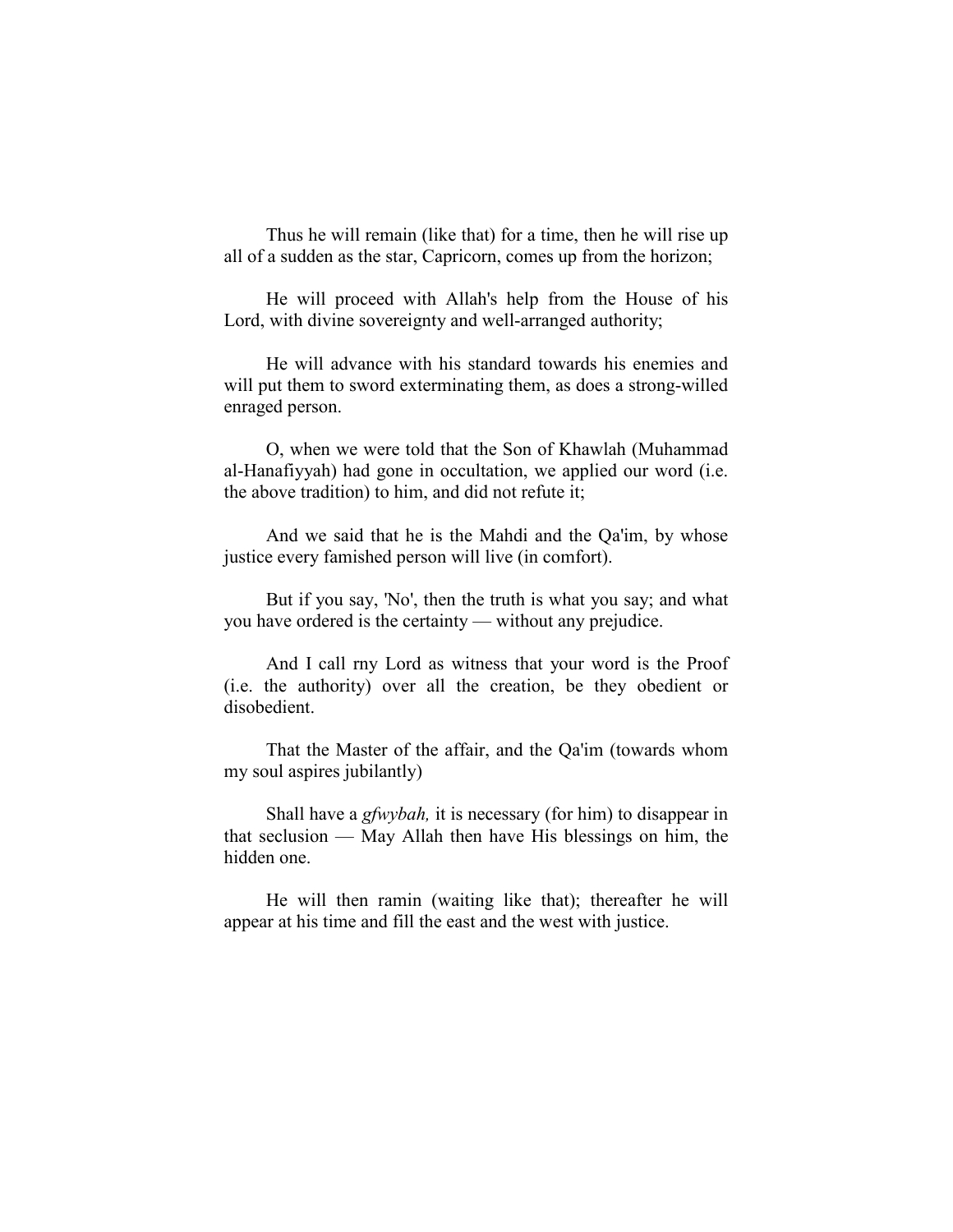Thus he will remain (like that) for a time, then he will rise up all of a sudden as the star, Capricorn, comes up from the horizon;

He will proceed with Allah's help from the House of his Lord, with divine sovereignty and well-arranged authority;

He will advance with his standard towards his enemies and will put them to sword exterminating them, as does a strong-willed enraged person.

O, when we were told that the Son of Khawlah (Muhammad al-Hanafiyyah) had gone in occultation, we applied our word (i.e. the above tradition) to him, and did not refute it;

And we said that he is the Mahdi and the Qa'im, by whose justice every famished person will live (in comfort).

But if you say, 'No', then the truth is what you say; and what you have ordered is the certainty — without any prejudice.

And I call rny Lord as witness that your word is the Proof (i.e. the authority) over all the creation, be they obedient or disobedient.

That the Master of the affair, and the Qa'im (towards whom my soul aspires jubilantly)

Shall have a *gfwybah,* it is necessary (for him) to disappear in that seclusion — May Allah then have His blessings on him, the hidden one.

He will then ramin (waiting like that); thereafter he will appear at his time and fill the east and the west with justice.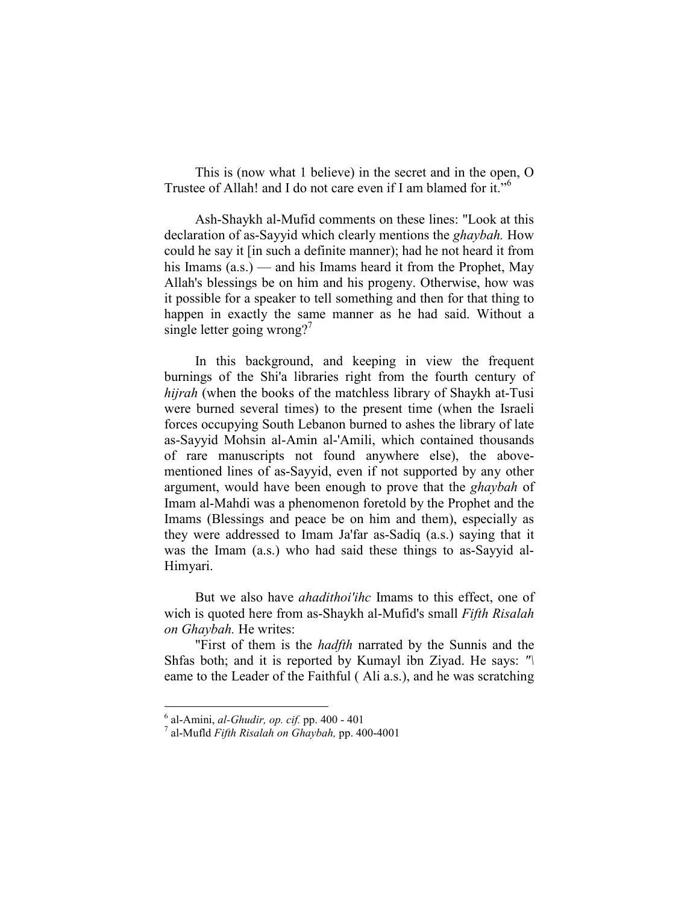This is (now what 1 believe) in the secret and in the open, O Trustee of Allah! and I do not care even if I am blamed for it."[6]

Ash-Shaykh al-Mufid comments on these lines: "Look at this declaration of as-Sayyid which clearly mentions the *ghaybah.* How could he say it [in such a definite manner); had he not heard it from his Imams (a.s.) — and his Imams heard it from the Prophet, May Allah's blessings be on him and his progeny. Otherwise, how was it possible for a speaker to tell something and then for that thing to happen in exactly the same manner as he had said. Without a single letter going wrong?[7]

In this background, and keeping in view the frequent burnings of the Shi'a libraries right from the fourth century of *hijrah* (when the books of the matchless library of Shaykh at-Tusi were burned several times) to the present time (when the Israeli forces occupying South Lebanon burned to ashes the library of late as-Sayyid Mohsin al-Amin al-'Amili, which contained thousands of rare manuscripts not found anywhere else), the above-mentioned lines of as-Sayyid, even if not supported by any other argument, would have been enough to prove that the *ghaybah* of Imam al-Mahdi was a phenomenon foretold by the Prophet and the Imams (Blessings and peace be on him and them), especially as they were addressed to Imam Ja'far as-Sadiq (a.s.) saying that it was the Imam (a.s.) who had said these things to as-Sayyid al-Himyari.

But we also have *ahadithoi'ihc* Imams to this effect, one of wich is quoted here from as-Shaykh al-Mufid's small *Fifth Risalah on Ghaybah.* He writes:

"First of them is the *hadfth* narrated by the Sunnis and the Shfas both; and it is reported by Kumayl ibn Ziyad. He says: "\ eame to the Leader of the Faithful ( Ali a.s.), and he was scratching

---

[6] al-Amini, *al-Ghudir, op. cif.* pp. 400 - 401

[7] al-Mufld *Fifth Risalah on Ghaybah,* pp. 400-4001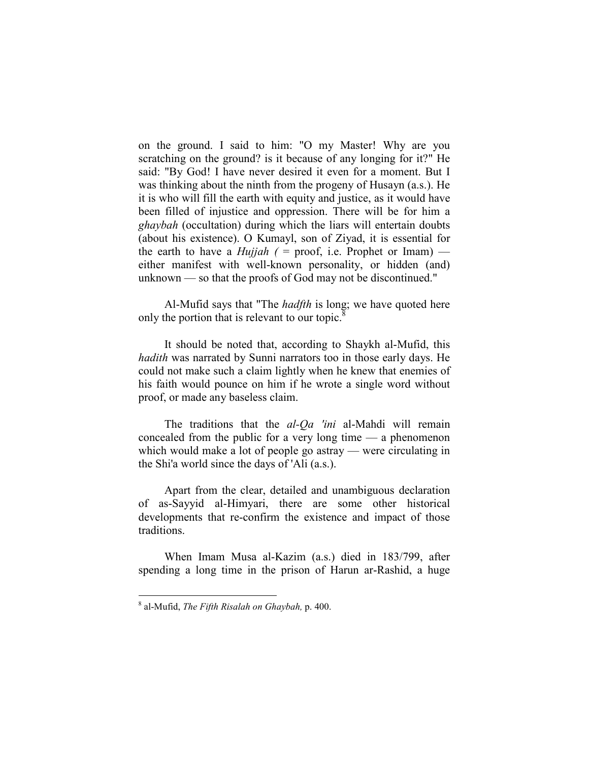on the ground. I said to him: "O my Master! Why are you scratching on the ground? is it because of any longing for it?" He said: "By God! I have never desired it even for a moment. But I was thinking about the ninth from the progeny of Husayn (a.s.). He it is who will fill the earth with equity and justice, as it would have been filled of injustice and oppression. There will be for him a *ghaybah* (occultation) during which the liars will entertain doubts (about his existence). O Kumayl, son of Ziyad, it is essential for the earth to have a *Hujjah (* = proof, i.e. Prophet or Imam) — either manifest with well-known personality, or hidden (and) unknown — so that the proofs of God may not be discontinued."

Al-Mufid says that "The *hadfth* is long; we have quoted here only the portion that is relevant to our topic.[8]

It should be noted that, according to Shaykh al-Mufid, this *hadith* was narrated by Sunni narrators too in those early days. He could not make such a claim lightly when he knew that enemies of his faith would pounce on him if he wrote a single word without proof, or made any baseless claim.

The traditions that the *al-Qa 'ini* al-Mahdi will remain concealed from the public for a very long time — a phenomenon which would make a lot of people go astray — were circulating in the Shi'a world since the days of 'Ali (a.s.).

Apart from the clear, detailed and unambiguous declaration of as-Sayyid al-Himyari, there are some other historical developments that re-confirm the existence and impact of those traditions.

When Imam Musa al-Kazim (a.s.) died in 183/799, after spending a long time in the prison of Harun ar-Rashid, a huge

---

[8] al-Mufid, *The Fifth Risalah on Ghaybah,* p. 400.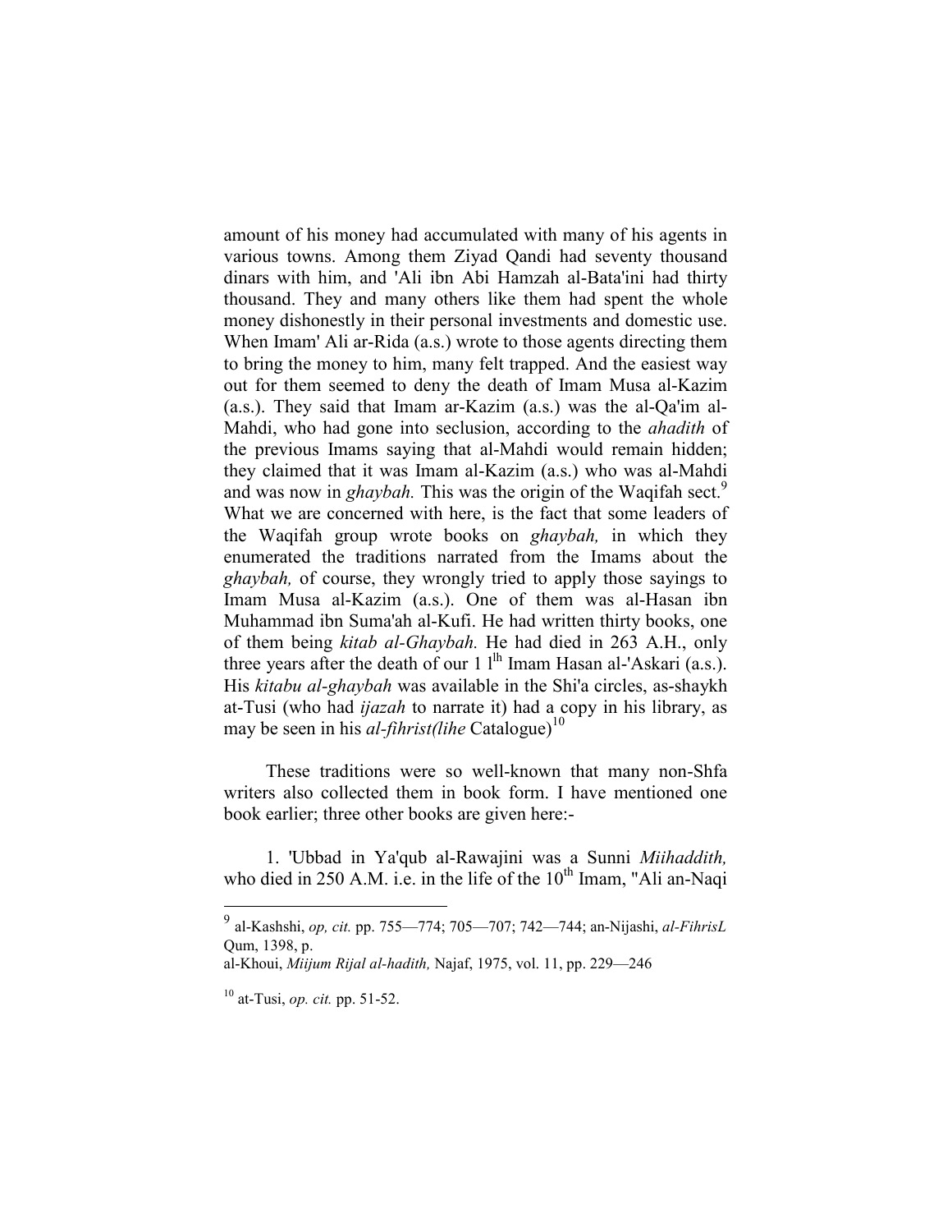amount of his money had accumulated with many of his agents in various towns. Among them Ziyad Qandi had seventy thousand dinars with him, and 'Ali ibn Abi Hamzah al-Bata'ini had thirty thousand. They and many others like them had spent the whole money dishonestly in their personal investments and domestic use. When Imam' Ali ar-Rida (a.s.) wrote to those agents directing them to bring the money to him, many felt trapped. And the easiest way out for them seemed to deny the death of Imam Musa al-Kazim (a.s.). They said that Imam ar-Kazim (a.s.) was the al-Qa'im al-Mahdi, who had gone into seclusion, according to the *ahadith* of the previous Imams saying that al-Mahdi would remain hidden; they claimed that it was Imam al-Kazim (a.s.) who was al-Mahdi and was now in *ghaybah.* This was the origin of the Waqifah sect.[9] What we are concerned with here, is the fact that some leaders of the Waqifah group wrote books on *ghaybah,* in which they enumerated the traditions narrated from the Imams about the *ghaybah,* of course, they wrongly tried to apply those sayings to Imam Musa al-Kazim (a.s.). One of them was al-Hasan ibn Muhammad ibn Suma'ah al-Kufi. He had written thirty books, one of them being *kitab al-Ghaybah.* He had died in 263 A.H., only three years after the death of our 1 l[th] Imam Hasan al-'Askari (a.s.). His *kitabu al-ghaybah* was available in the Shi'a circles, as-shaykh at-Tusi (who had *ijazah* to narrate it) had a copy in his library, as may be seen in his *al-fihrist(lihe* Catalogue)[10]

These traditions were so well-known that many non-Shfa writers also collected them in book form. I have mentioned one book earlier; three other books are given here:-

1. 'Ubbad in Ya'qub al-Rawajini was a Sunni *Miihaddith,* who died in 250 A.M. i.e. in the life of the 10[th] Imam, "Ali an-Naqi

---

[9] al-Kashshi, *op, cit.* pp. 755—774; 705—707; 742—744; an-Nijashi, *al-FihrisL* Qum, 1398, p.
al-Khoui, *Miijum Rijal al-hadith,* Najaf, 1975, vol. 11, pp. 229—246

[10] at-Tusi, *op. cit.* pp. 51-52.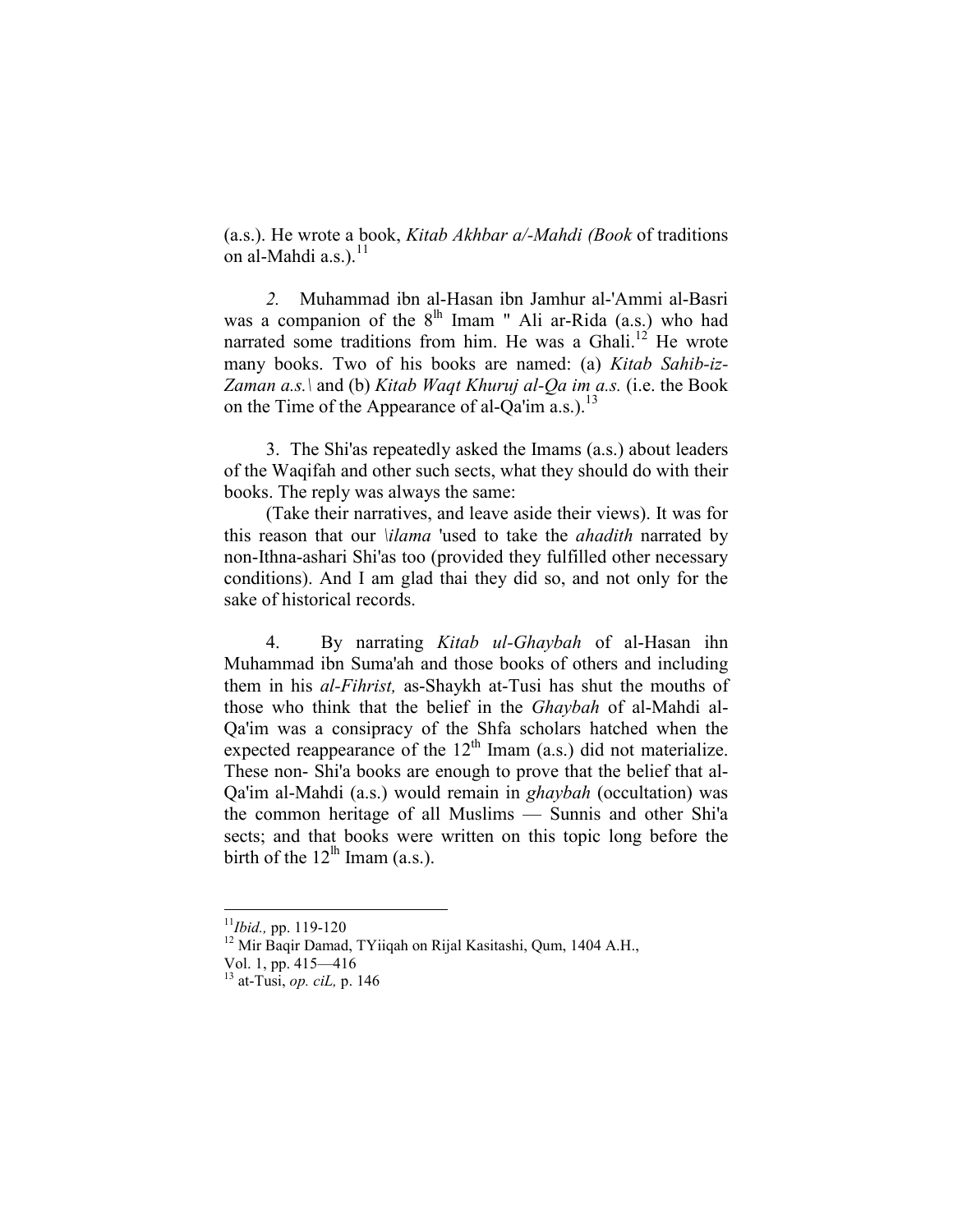(a.s.). He wrote a book, *Kitab Akhbar a/-Mahdi (Book* of traditions on al-Mahdi a.s.).[11]

*2.* Muhammad ibn al-Hasan ibn Jamhur al-'Ammi al-Basri was a companion of the 8[th] Imam " Ali ar-Rida (a.s.) who had narrated some traditions from him. He was a Ghali.[12] He wrote many books. Two of his books are named: (a) *Kitab Sahib-iz-Zaman a.s.\* and (b) *Kitab Waqt Khuruj al-Qa im a.s.* (i.e. the Book on the Time of the Appearance of al-Qa'im a.s.).[13]

3. The Shi'as repeatedly asked the Imams (a.s.) about leaders of the Waqifah and other such sects, what they should do with their books. The reply was always the same:

(Take their narratives, and leave aside their views). It was for this reason that our *\ilama* 'used to take the *ahadith* narrated by non-Ithna-ashari Shi'as too (provided they fulfilled other necessary conditions). And I am glad thai they did so, and not only for the sake of historical records.

4. By narrating *Kitab ul-Ghaybah* of al-Hasan ihn Muhammad ibn Suma'ah and those books of others and including them in his *al-Fihrist,* as-Shaykh at-Tusi has shut the mouths of those who think that the belief in the *Ghaybah* of al-Mahdi al-Qa'im was a consipracy of the Shfa scholars hatched when the expected reappearance of the 12[th] Imam (a.s.) did not materialize. These non- Shi'a books are enough to prove that the belief that al-Qa'im al-Mahdi (a.s.) would remain in *ghaybah* (occultation) was the common heritage of all Muslims — Sunnis and other Shi'a sects; and that books were written on this topic long before the birth of the 12[th] Imam (a.s.).

---

[11] *Ibid.,* pp. 119-120

[12] Mir Baqir Damad, TYiiqah on Rijal Kasitashi, Qum, 1404 A.H., Vol. 1, pp. 415—416

[13] at-Tusi, *op. ciL,* p. 146